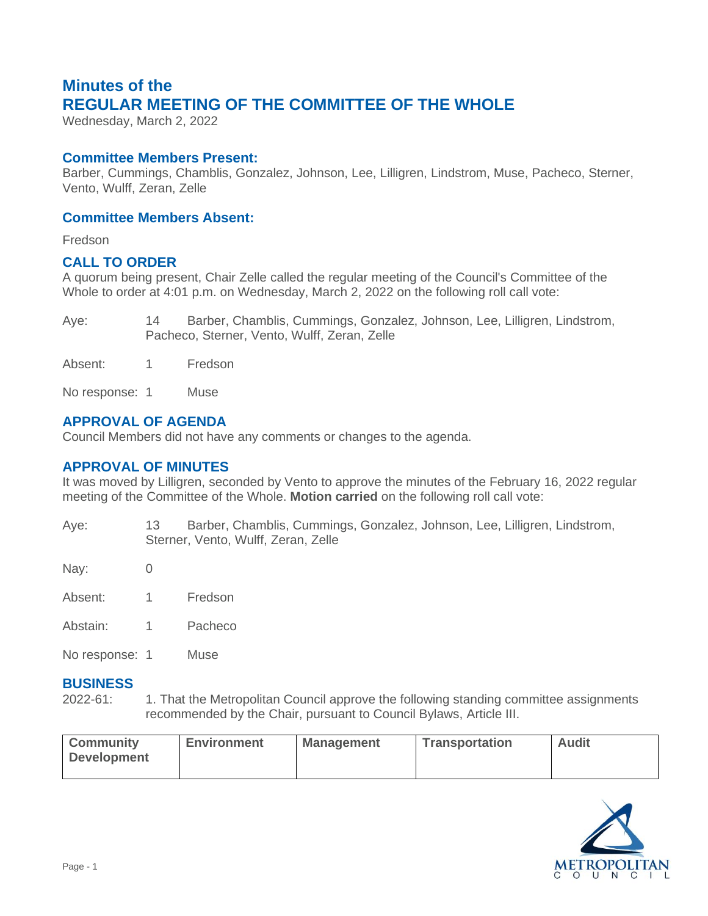# Minutes of the
# REGULAR MEETING OF THE COMMITTEE OF THE WHOLE

Wednesday, March 2, 2022

## Committee Members Present:

Barber, Cummings, Chamblis, Gonzalez, Johnson, Lee, Lilligren, Lindstrom, Muse, Pacheco, Sterner, Vento, Wulff, Zeran, Zelle

## Committee Members Absent:

Fredson

## CALL TO ORDER

A quorum being present, Chair Zelle called the regular meeting of the Council's Committee of the Whole to order at 4:01 p.m. on Wednesday, March 2, 2022 on the following roll call vote:

Aye: 14 Barber, Chamblis, Cummings, Gonzalez, Johnson, Lee, Lilligren, Lindstrom, Pacheco, Sterner, Vento, Wulff, Zeran, Zelle

Absent: 1 Fredson

No response: 1 Muse

## APPROVAL OF AGENDA

Council Members did not have any comments or changes to the agenda.

## APPROVAL OF MINUTES

It was moved by Lilligren, seconded by Vento to approve the minutes of the February 16, 2022 regular meeting of the Committee of the Whole. **Motion carried** on the following roll call vote:

Aye: 13 Barber, Chamblis, Cummings, Gonzalez, Johnson, Lee, Lilligren, Lindstrom, Sterner, Vento, Wulff, Zeran, Zelle

Nay: 0

Absent: 1 Fredson

Abstain: 1 Pacheco

No response: 1 Muse

## BUSINESS

2022-61: 1. That the Metropolitan Council approve the following standing committee assignments recommended by the Chair, pursuant to Council Bylaws, Article III.

| Community Development | Environment | Management | Transportation | Audit |
|---|---|---|---|---|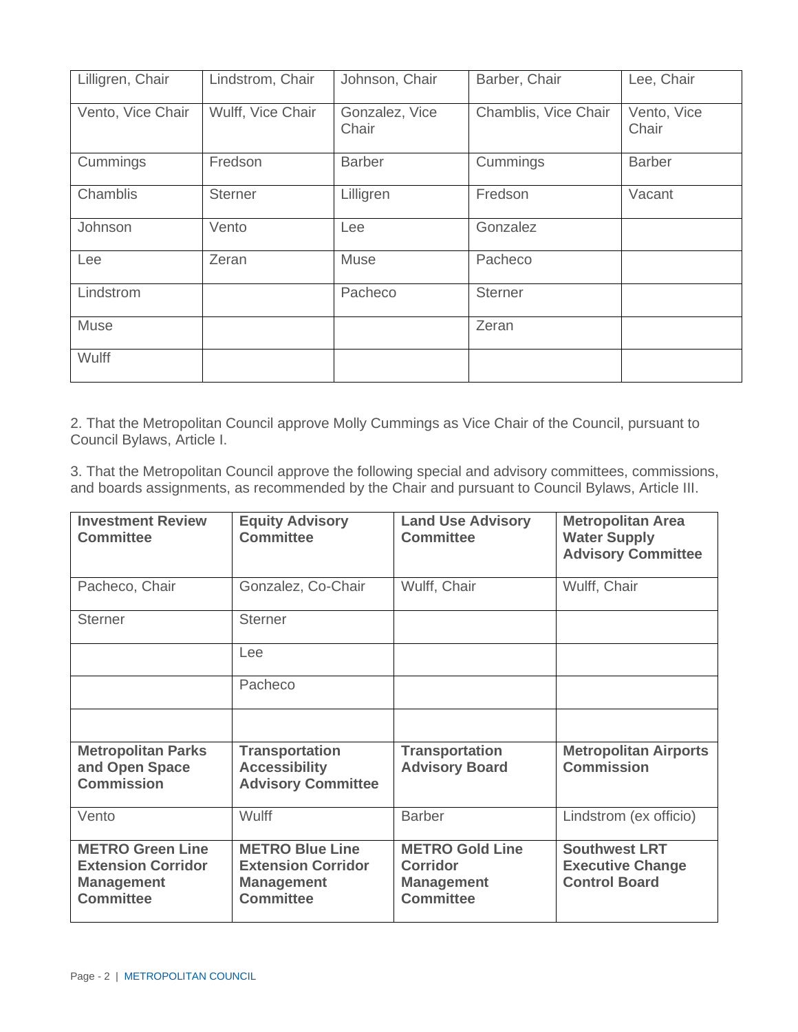| Lilligren, Chair | Lindstrom, Chair | Johnson, Chair | Barber, Chair | Lee, Chair |
|---|---|---|---|---|
| Vento, Vice Chair | Wulff, Vice Chair | Gonzalez, Vice Chair | Chamblis, Vice Chair | Vento, Vice Chair |
| Cummings | Fredson | Barber | Cummings | Barber |
| Chamblis | Sterner | Lilligren | Fredson | Vacant |
| Johnson | Vento | Lee | Gonzalez | |
| Lee | Zeran | Muse | Pacheco | |
| Lindstrom | | Pacheco | Sterner | |
| Muse | | | Zeran | |
| Wulff | | | | |

2. That the Metropolitan Council approve Molly Cummings as Vice Chair of the Council, pursuant to Council Bylaws, Article I.

3. That the Metropolitan Council approve the following special and advisory committees, commissions, and boards assignments, as recommended by the Chair and pursuant to Council Bylaws, Article III.

| **Investment Review Committee** | **Equity Advisory Committee** | **Land Use Advisory Committee** | **Metropolitan Area Water Supply Advisory Committee** |
|---|---|---|---|
| Pacheco, Chair | Gonzalez, Co-Chair | Wulff, Chair | Wulff, Chair |
| Sterner | Sterner | | |
| | Lee | | |
| | Pacheco | | |
| | | | |
| **Metropolitan Parks and Open Space Commission** | **Transportation Accessibility Advisory Committee** | **Transportation Advisory Board** | **Metropolitan Airports Commission** |
| Vento | Wulff | Barber | Lindstrom (ex officio) |
| **METRO Green Line Extension Corridor Management Committee** | **METRO Blue Line Extension Corridor Management Committee** | **METRO Gold Line Corridor Management Committee** | **Southwest LRT Executive Change Control Board** |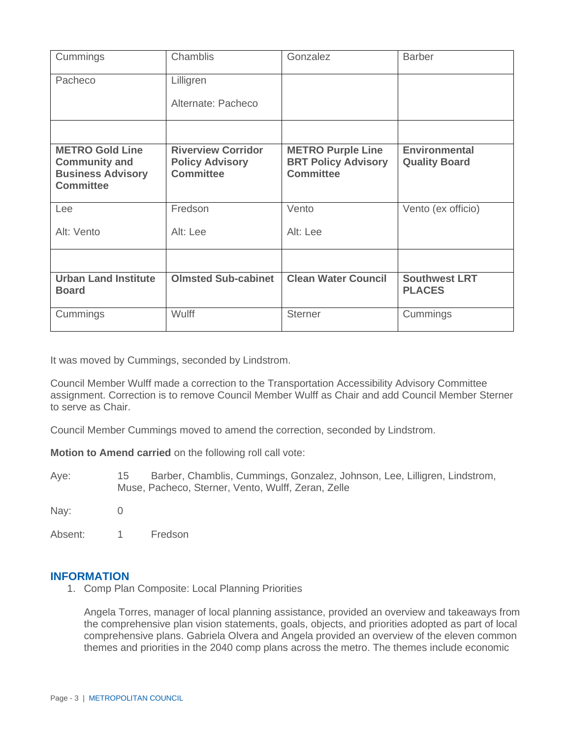| Cummings | Chamblis | Gonzalez | Barber |
|---|---|---|---|
| Pacheco | Lilligren<br><br>Alternate: Pacheco | | |
| | | | |
| **METRO Gold Line Community and Business Advisory Committee** | **Riverview Corridor Policy Advisory Committee** | **METRO Purple Line BRT Policy Advisory Committee** | **Environmental Quality Board** |
| Lee<br><br>Alt: Vento | Fredson<br><br>Alt: Lee | Vento<br><br>Alt: Lee | Vento (ex officio) |
| | | | |
| **Urban Land Institute Board** | **Olmsted Sub-cabinet** | **Clean Water Council** | **Southwest LRT PLACES** |
| Cummings | Wulff | Sterner | Cummings |

It was moved by Cummings, seconded by Lindstrom.

Council Member Wulff made a correction to the Transportation Accessibility Advisory Committee assignment. Correction is to remove Council Member Wulff as Chair and add Council Member Sterner to serve as Chair.

Council Member Cummings moved to amend the correction, seconded by Lindstrom.

**Motion to Amend carried** on the following roll call vote:

Aye: 15 Barber, Chamblis, Cummings, Gonzalez, Johnson, Lee, Lilligren, Lindstrom, Muse, Pacheco, Sterner, Vento, Wulff, Zeran, Zelle

Nay: 0

Absent: 1 Fredson

## INFORMATION

1. Comp Plan Composite: Local Planning Priorities

   Angela Torres, manager of local planning assistance, provided an overview and takeaways from the comprehensive plan vision statements, goals, objects, and priorities adopted as part of local comprehensive plans. Gabriela Olvera and Angela provided an overview of the eleven common themes and priorities in the 2040 comp plans across the metro. The themes include economic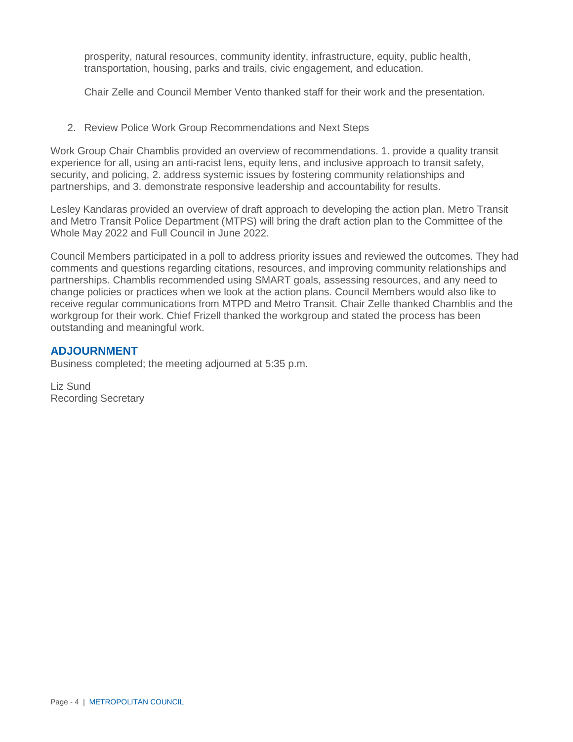prosperity, natural resources, community identity, infrastructure, equity, public health, transportation, housing, parks and trails, civic engagement, and education.

Chair Zelle and Council Member Vento thanked staff for their work and the presentation.

2. Review Police Work Group Recommendations and Next Steps

Work Group Chair Chamblis provided an overview of recommendations. 1. provide a quality transit experience for all, using an anti-racist lens, equity lens, and inclusive approach to transit safety, security, and policing, 2. address systemic issues by fostering community relationships and partnerships, and 3. demonstrate responsive leadership and accountability for results.

Lesley Kandaras provided an overview of draft approach to developing the action plan. Metro Transit and Metro Transit Police Department (MTPS) will bring the draft action plan to the Committee of the Whole May 2022 and Full Council in June 2022.

Council Members participated in a poll to address priority issues and reviewed the outcomes. They had comments and questions regarding citations, resources, and improving community relationships and partnerships. Chamblis recommended using SMART goals, assessing resources, and any need to change policies or practices when we look at the action plans. Council Members would also like to receive regular communications from MTPD and Metro Transit. Chair Zelle thanked Chamblis and the workgroup for their work. Chief Frizell thanked the workgroup and stated the process has been outstanding and meaningful work.

## ADJOURNMENT

Business completed; the meeting adjourned at 5:35 p.m.

Liz Sund
Recording Secretary